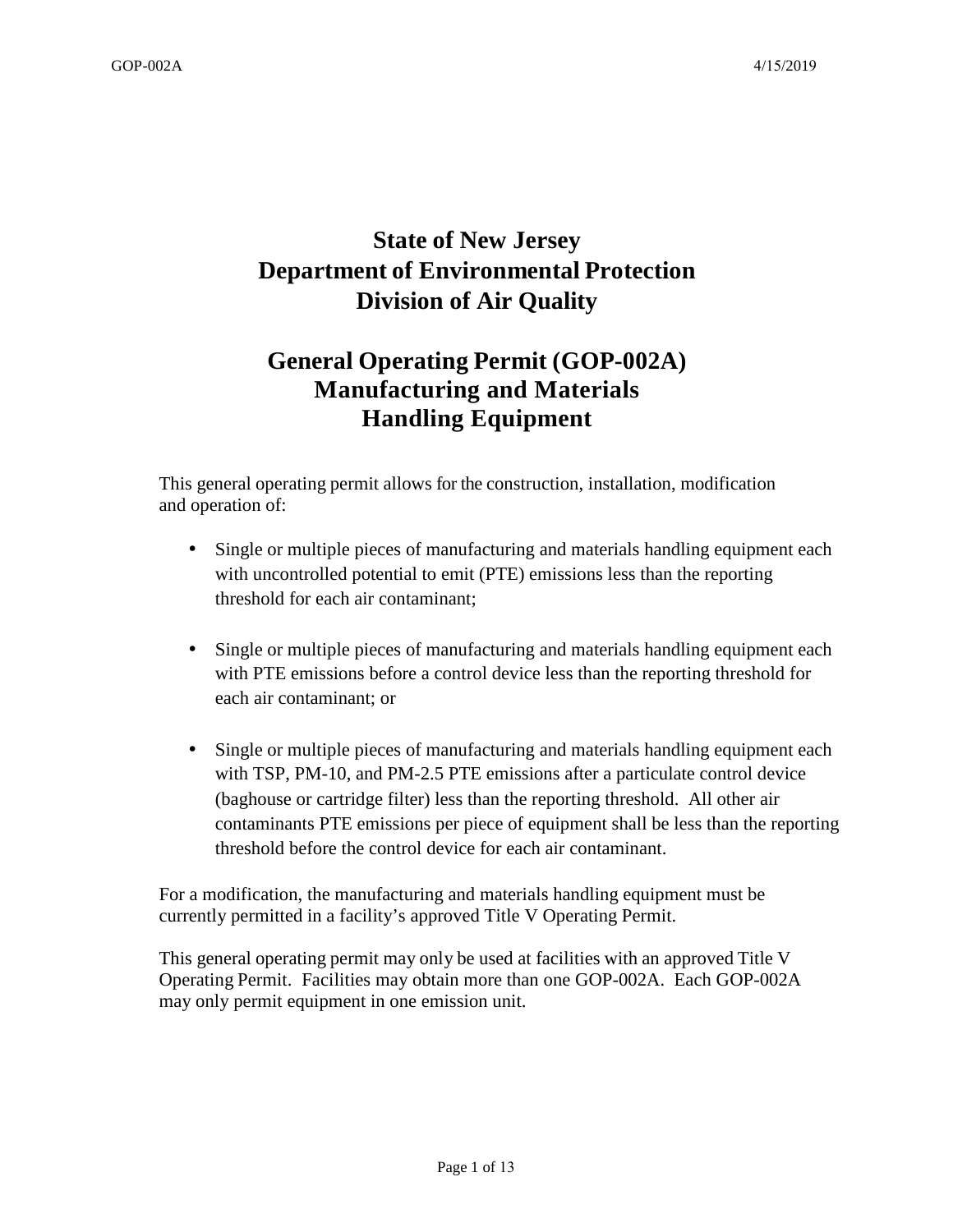# State of New Jersey
# Department of Environmental Protection
# Division of Air Quality

## General Operating Permit (GOP-002A)
## Manufacturing and Materials Handling Equipment

This general operating permit allows for the construction, installation, modification and operation of:

- Single or multiple pieces of manufacturing and materials handling equipment each with uncontrolled potential to emit (PTE) emissions less than the reporting threshold for each air contaminant;

- Single or multiple pieces of manufacturing and materials handling equipment each with PTE emissions before a control device less than the reporting threshold for each air contaminant; or

- Single or multiple pieces of manufacturing and materials handling equipment each with TSP, PM-10, and PM-2.5 PTE emissions after a particulate control device (baghouse or cartridge filter) less than the reporting threshold. All other air contaminants PTE emissions per piece of equipment shall be less than the reporting threshold before the control device for each air contaminant.

For a modification, the manufacturing and materials handling equipment must be currently permitted in a facility's approved Title V Operating Permit.

This general operating permit may only be used at facilities with an approved Title V Operating Permit. Facilities may obtain more than one GOP-002A. Each GOP-002A may only permit equipment in one emission unit.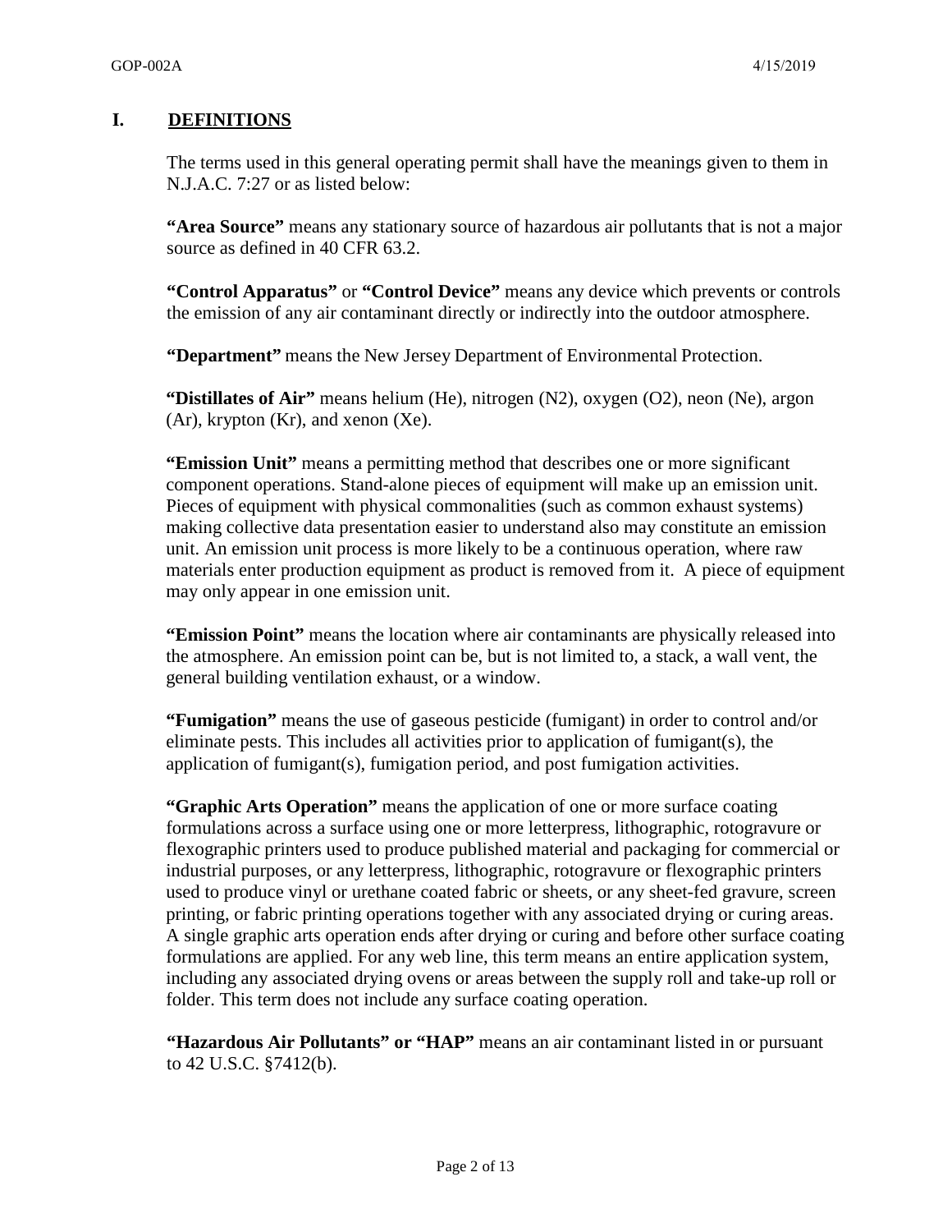## I. DEFINITIONS

The terms used in this general operating permit shall have the meanings given to them in N.J.A.C. 7:27 or as listed below:

**"Area Source"** means any stationary source of hazardous air pollutants that is not a major source as defined in 40 CFR 63.2.

**"Control Apparatus"** or **"Control Device"** means any device which prevents or controls the emission of any air contaminant directly or indirectly into the outdoor atmosphere.

**"Department"** means the New Jersey Department of Environmental Protection.

**"Distillates of Air"** means helium (He), nitrogen ($N_2$), oxygen ($O_2$), neon (Ne), argon (Ar), krypton (Kr), and xenon (Xe).

**"Emission Unit"** means a permitting method that describes one or more significant component operations. Stand-alone pieces of equipment will make up an emission unit. Pieces of equipment with physical commonalities (such as common exhaust systems) making collective data presentation easier to understand also may constitute an emission unit. An emission unit process is more likely to be a continuous operation, where raw materials enter production equipment as product is removed from it. A piece of equipment may only appear in one emission unit.

**"Emission Point"** means the location where air contaminants are physically released into the atmosphere. An emission point can be, but is not limited to, a stack, a wall vent, the general building ventilation exhaust, or a window.

**"Fumigation"** means the use of gaseous pesticide (fumigant) in order to control and/or eliminate pests. This includes all activities prior to application of fumigant(s), the application of fumigant(s), fumigation period, and post fumigation activities.

**"Graphic Arts Operation"** means the application of one or more surface coating formulations across a surface using one or more letterpress, lithographic, rotogravure or flexographic printers used to produce published material and packaging for commercial or industrial purposes, or any letterpress, lithographic, rotogravure or flexographic printers used to produce vinyl or urethane coated fabric or sheets, or any sheet-fed gravure, screen printing, or fabric printing operations together with any associated drying or curing areas. A single graphic arts operation ends after drying or curing and before other surface coating formulations are applied. For any web line, this term means an entire application system, including any associated drying ovens or areas between the supply roll and take-up roll or folder. This term does not include any surface coating operation.

**"Hazardous Air Pollutants" or "HAP"** means an air contaminant listed in or pursuant to 42 U.S.C. §7412(b).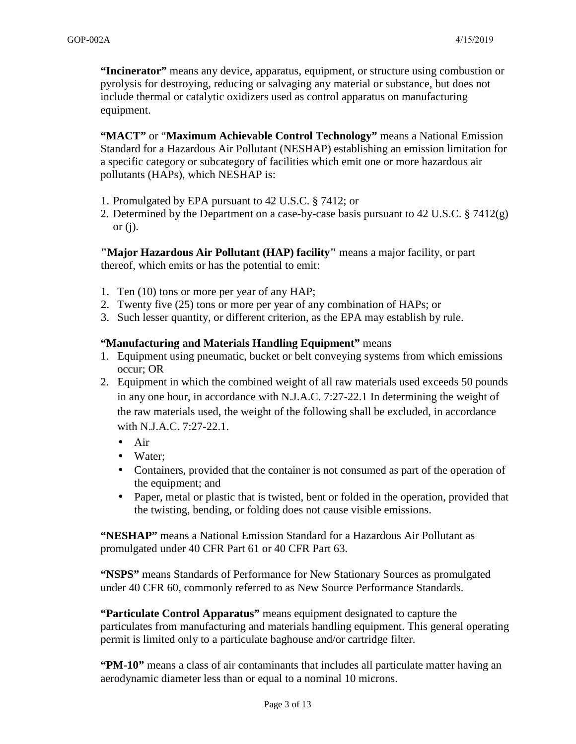**"Incinerator"** means any device, apparatus, equipment, or structure using combustion or pyrolysis for destroying, reducing or salvaging any material or substance, but does not include thermal or catalytic oxidizers used as control apparatus on manufacturing equipment.

**"MACT"** or "**Maximum Achievable Control Technology"** means a National Emission Standard for a Hazardous Air Pollutant (NESHAP) establishing an emission limitation for a specific category or subcategory of facilities which emit one or more hazardous air pollutants (HAPs), which NESHAP is:

1. Promulgated by EPA pursuant to 42 U.S.C. § 7412; or
2. Determined by the Department on a case-by-case basis pursuant to 42 U.S.C. § 7412(g) or (j).

**"Major Hazardous Air Pollutant (HAP) facility"** means a major facility, or part thereof, which emits or has the potential to emit:

1. Ten (10) tons or more per year of any HAP;
2. Twenty five (25) tons or more per year of any combination of HAPs; or
3. Such lesser quantity, or different criterion, as the EPA may establish by rule.

**"Manufacturing and Materials Handling Equipment"** means

1. Equipment using pneumatic, bucket or belt conveying systems from which emissions occur; OR
2. Equipment in which the combined weight of all raw materials used exceeds 50 pounds in any one hour, in accordance with N.J.A.C. 7:27-22.1 In determining the weight of the raw materials used, the weight of the following shall be excluded, in accordance with N.J.A.C. 7:27-22.1.
   - Air
   - Water;
   - Containers, provided that the container is not consumed as part of the operation of the equipment; and
   - Paper, metal or plastic that is twisted, bent or folded in the operation, provided that the twisting, bending, or folding does not cause visible emissions.

**"NESHAP"** means a National Emission Standard for a Hazardous Air Pollutant as promulgated under 40 CFR Part 61 or 40 CFR Part 63.

**"NSPS"** means Standards of Performance for New Stationary Sources as promulgated under 40 CFR 60, commonly referred to as New Source Performance Standards.

**"Particulate Control Apparatus"** means equipment designated to capture the particulates from manufacturing and materials handling equipment. This general operating permit is limited only to a particulate baghouse and/or cartridge filter.

**"PM-10"** means a class of air contaminants that includes all particulate matter having an aerodynamic diameter less than or equal to a nominal 10 microns.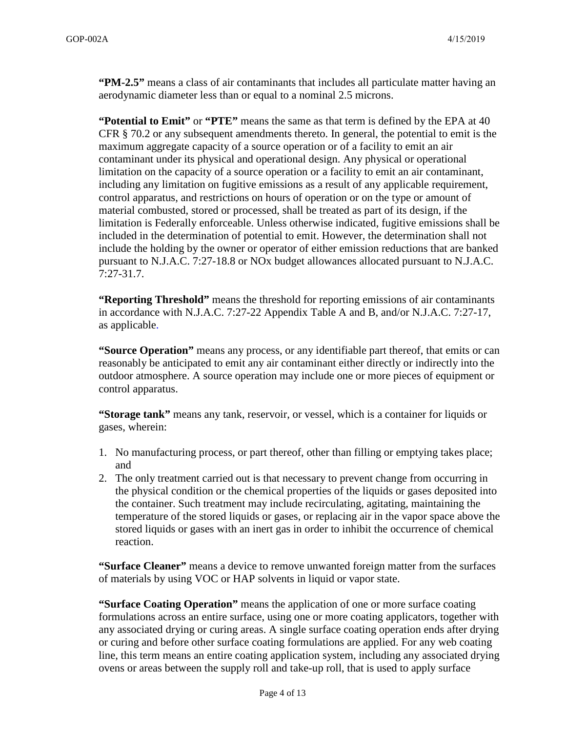**"PM-2.5"** means a class of air contaminants that includes all particulate matter having an aerodynamic diameter less than or equal to a nominal 2.5 microns.

**"Potential to Emit"** or **"PTE"** means the same as that term is defined by the EPA at 40 CFR § 70.2 or any subsequent amendments thereto. In general, the potential to emit is the maximum aggregate capacity of a source operation or of a facility to emit an air contaminant under its physical and operational design. Any physical or operational limitation on the capacity of a source operation or a facility to emit an air contaminant, including any limitation on fugitive emissions as a result of any applicable requirement, control apparatus, and restrictions on hours of operation or on the type or amount of material combusted, stored or processed, shall be treated as part of its design, if the limitation is Federally enforceable. Unless otherwise indicated, fugitive emissions shall be included in the determination of potential to emit. However, the determination shall not include the holding by the owner or operator of either emission reductions that are banked pursuant to N.J.A.C. 7:27-18.8 or NOx budget allowances allocated pursuant to N.J.A.C. 7:27-31.7.

**"Reporting Threshold"** means the threshold for reporting emissions of air contaminants in accordance with N.J.A.C. 7:27-22 Appendix Table A and B, and/or N.J.A.C. 7:27-17, as applicable.

**"Source Operation"** means any process, or any identifiable part thereof, that emits or can reasonably be anticipated to emit any air contaminant either directly or indirectly into the outdoor atmosphere. A source operation may include one or more pieces of equipment or control apparatus.

**"Storage tank"** means any tank, reservoir, or vessel, which is a container for liquids or gases, wherein:

1. No manufacturing process, or part thereof, other than filling or emptying takes place; and
2. The only treatment carried out is that necessary to prevent change from occurring in the physical condition or the chemical properties of the liquids or gases deposited into the container. Such treatment may include recirculating, agitating, maintaining the temperature of the stored liquids or gases, or replacing air in the vapor space above the stored liquids or gases with an inert gas in order to inhibit the occurrence of chemical reaction.

**"Surface Cleaner"** means a device to remove unwanted foreign matter from the surfaces of materials by using VOC or HAP solvents in liquid or vapor state.

**"Surface Coating Operation"** means the application of one or more surface coating formulations across an entire surface, using one or more coating applicators, together with any associated drying or curing areas. A single surface coating operation ends after drying or curing and before other surface coating formulations are applied. For any web coating line, this term means an entire coating application system, including any associated drying ovens or areas between the supply roll and take-up roll, that is used to apply surface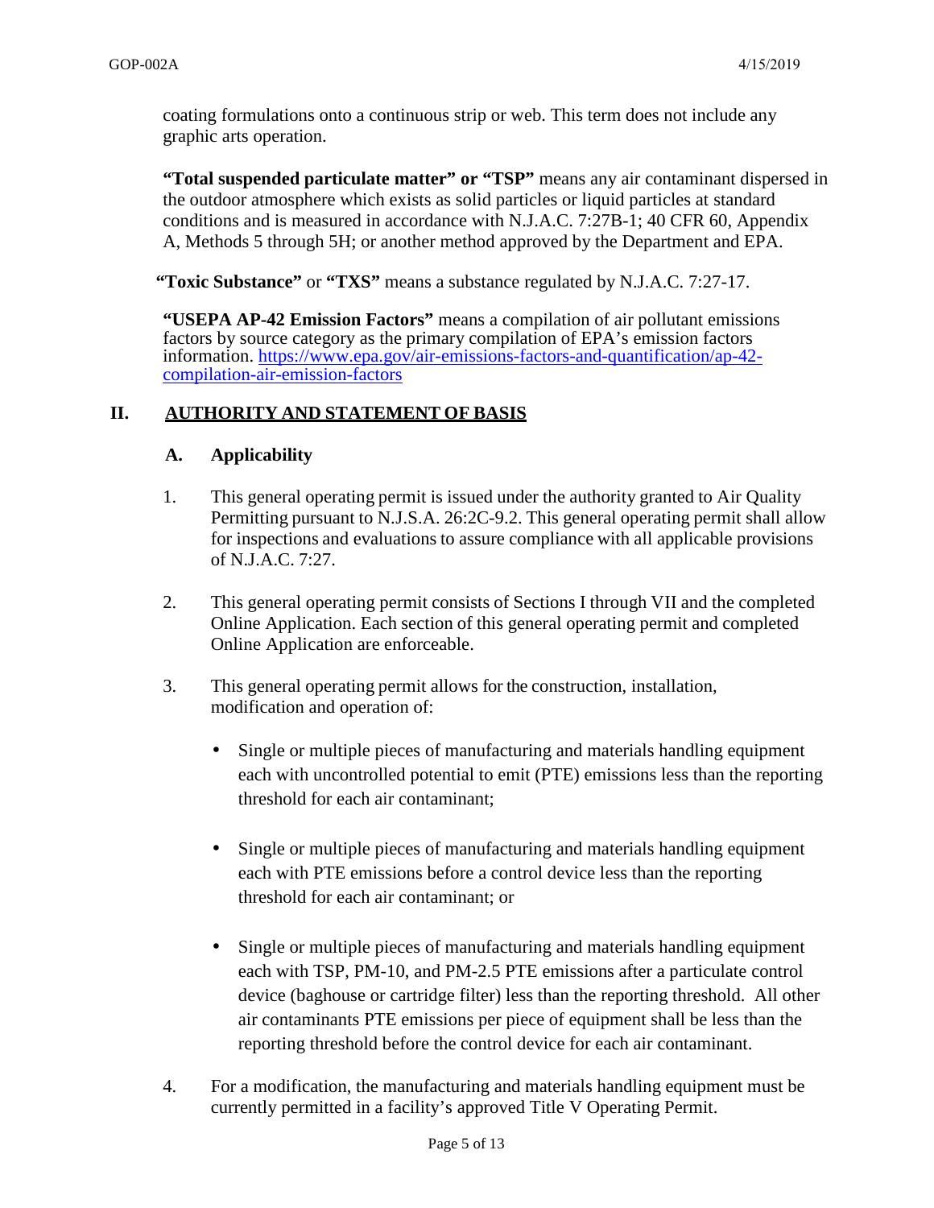coating formulations onto a continuous strip or web. This term does not include any graphic arts operation.

**"Total suspended particulate matter" or "TSP"** means any air contaminant dispersed in the outdoor atmosphere which exists as solid particles or liquid particles at standard conditions and is measured in accordance with N.J.A.C. 7:27B-1; 40 CFR 60, Appendix A, Methods 5 through 5H; or another method approved by the Department and EPA.

**"Toxic Substance"** or **"TXS"** means a substance regulated by N.J.A.C. 7:27-17.

**"USEPA AP-42 Emission Factors"** means a compilation of air pollutant emissions factors by source category as the primary compilation of EPA's emission factors information. [https://www.epa.gov/air-emissions-factors-and-quantification/ap-42-compilation-air-emission-factors](https://www.epa.gov/air-emissions-factors-and-quantification/ap-42-compilation-air-emission-factors)

## II. AUTHORITY AND STATEMENT OF BASIS

### A. Applicability

1. This general operating permit is issued under the authority granted to Air Quality Permitting pursuant to N.J.S.A. 26:2C-9.2. This general operating permit shall allow for inspections and evaluations to assure compliance with all applicable provisions of N.J.A.C. 7:27.

2. This general operating permit consists of Sections I through VII and the completed Online Application. Each section of this general operating permit and completed Online Application are enforceable.

3. This general operating permit allows for the construction, installation, modification and operation of:

   - Single or multiple pieces of manufacturing and materials handling equipment each with uncontrolled potential to emit (PTE) emissions less than the reporting threshold for each air contaminant;

   - Single or multiple pieces of manufacturing and materials handling equipment each with PTE emissions before a control device less than the reporting threshold for each air contaminant; or

   - Single or multiple pieces of manufacturing and materials handling equipment each with TSP, PM-10, and PM-2.5 PTE emissions after a particulate control device (baghouse or cartridge filter) less than the reporting threshold. All other air contaminants PTE emissions per piece of equipment shall be less than the reporting threshold before the control device for each air contaminant.

4. For a modification, the manufacturing and materials handling equipment must be currently permitted in a facility's approved Title V Operating Permit.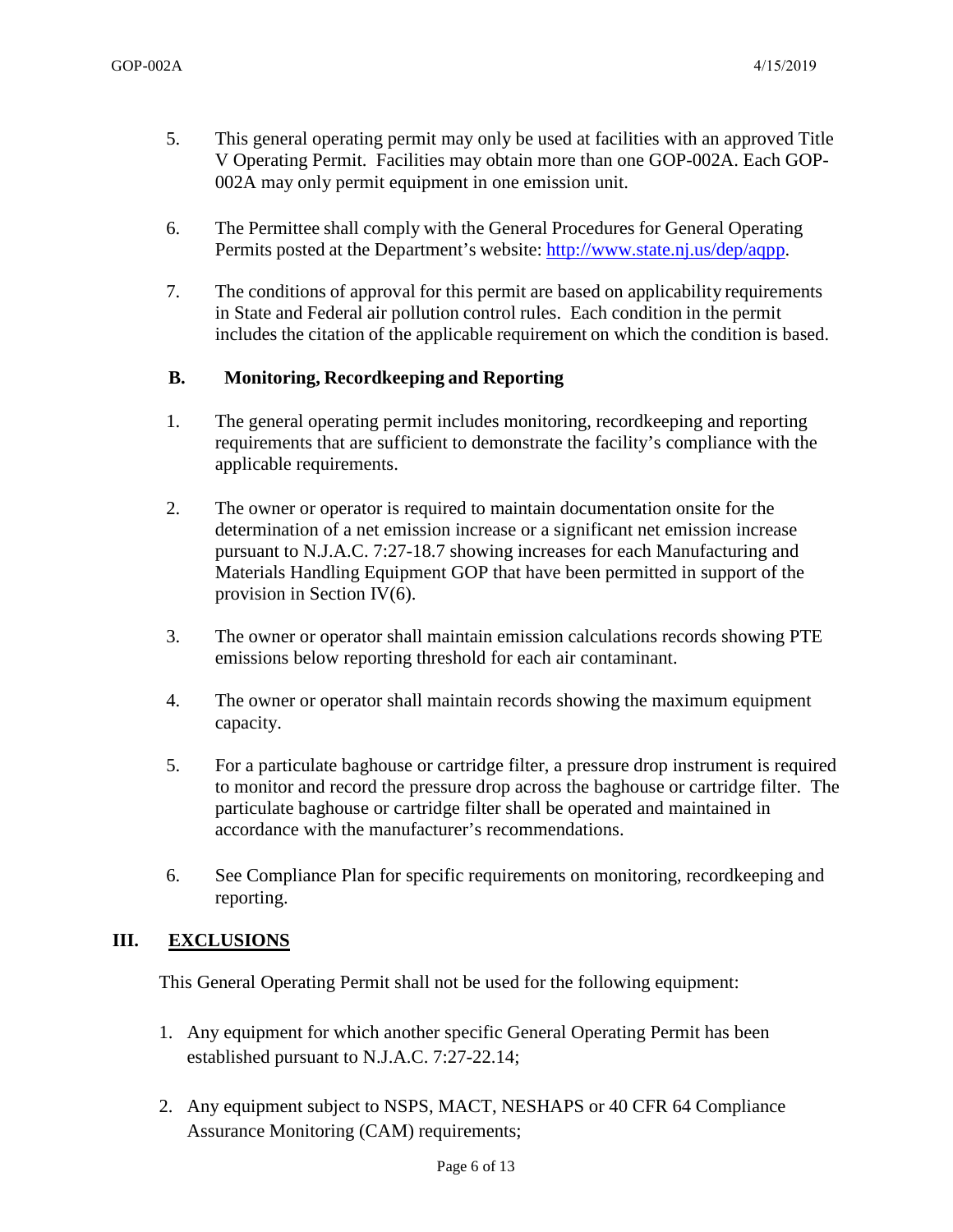5. This general operating permit may only be used at facilities with an approved Title V Operating Permit. Facilities may obtain more than one GOP-002A. Each GOP-002A may only permit equipment in one emission unit.

6. The Permittee shall comply with the General Procedures for General Operating Permits posted at the Department's website: [http://www.state.nj.us/dep/aqpp](http://www.state.nj.us/dep/aqpp).

7. The conditions of approval for this permit are based on applicability requirements in State and Federal air pollution control rules. Each condition in the permit includes the citation of the applicable requirement on which the condition is based.

### B. Monitoring, Recordkeeping and Reporting

1. The general operating permit includes monitoring, recordkeeping and reporting requirements that are sufficient to demonstrate the facility's compliance with the applicable requirements.

2. The owner or operator is required to maintain documentation onsite for the determination of a net emission increase or a significant net emission increase pursuant to N.J.A.C. 7:27-18.7 showing increases for each Manufacturing and Materials Handling Equipment GOP that have been permitted in support of the provision in Section IV(6).

3. The owner or operator shall maintain emission calculations records showing PTE emissions below reporting threshold for each air contaminant.

4. The owner or operator shall maintain records showing the maximum equipment capacity.

5. For a particulate baghouse or cartridge filter, a pressure drop instrument is required to monitor and record the pressure drop across the baghouse or cartridge filter. The particulate baghouse or cartridge filter shall be operated and maintained in accordance with the manufacturer's recommendations.

6. See Compliance Plan for specific requirements on monitoring, recordkeeping and reporting.

## III. EXCLUSIONS

This General Operating Permit shall not be used for the following equipment:

1. Any equipment for which another specific General Operating Permit has been established pursuant to N.J.A.C. 7:27-22.14;
2. Any equipment subject to NSPS, MACT, NESHAPS or 40 CFR 64 Compliance Assurance Monitoring (CAM) requirements;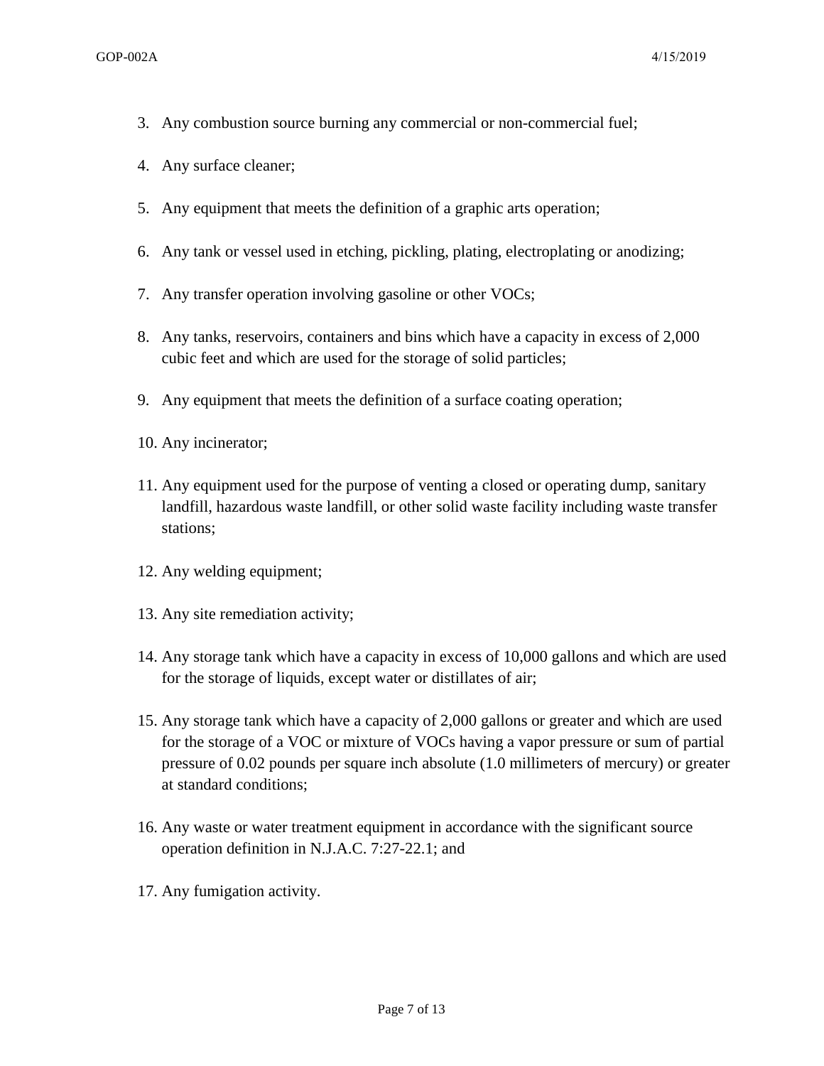3. Any combustion source burning any commercial or non-commercial fuel;
4. Any surface cleaner;
5. Any equipment that meets the definition of a graphic arts operation;
6. Any tank or vessel used in etching, pickling, plating, electroplating or anodizing;
7. Any transfer operation involving gasoline or other VOCs;
8. Any tanks, reservoirs, containers and bins which have a capacity in excess of 2,000 cubic feet and which are used for the storage of solid particles;
9. Any equipment that meets the definition of a surface coating operation;
10. Any incinerator;
11. Any equipment used for the purpose of venting a closed or operating dump, sanitary landfill, hazardous waste landfill, or other solid waste facility including waste transfer stations;
12. Any welding equipment;
13. Any site remediation activity;
14. Any storage tank which have a capacity in excess of 10,000 gallons and which are used for the storage of liquids, except water or distillates of air;
15. Any storage tank which have a capacity of 2,000 gallons or greater and which are used for the storage of a VOC or mixture of VOCs having a vapor pressure or sum of partial pressure of 0.02 pounds per square inch absolute (1.0 millimeters of mercury) or greater at standard conditions;
16. Any waste or water treatment equipment in accordance with the significant source operation definition in N.J.A.C. 7:27-22.1; and
17. Any fumigation activity.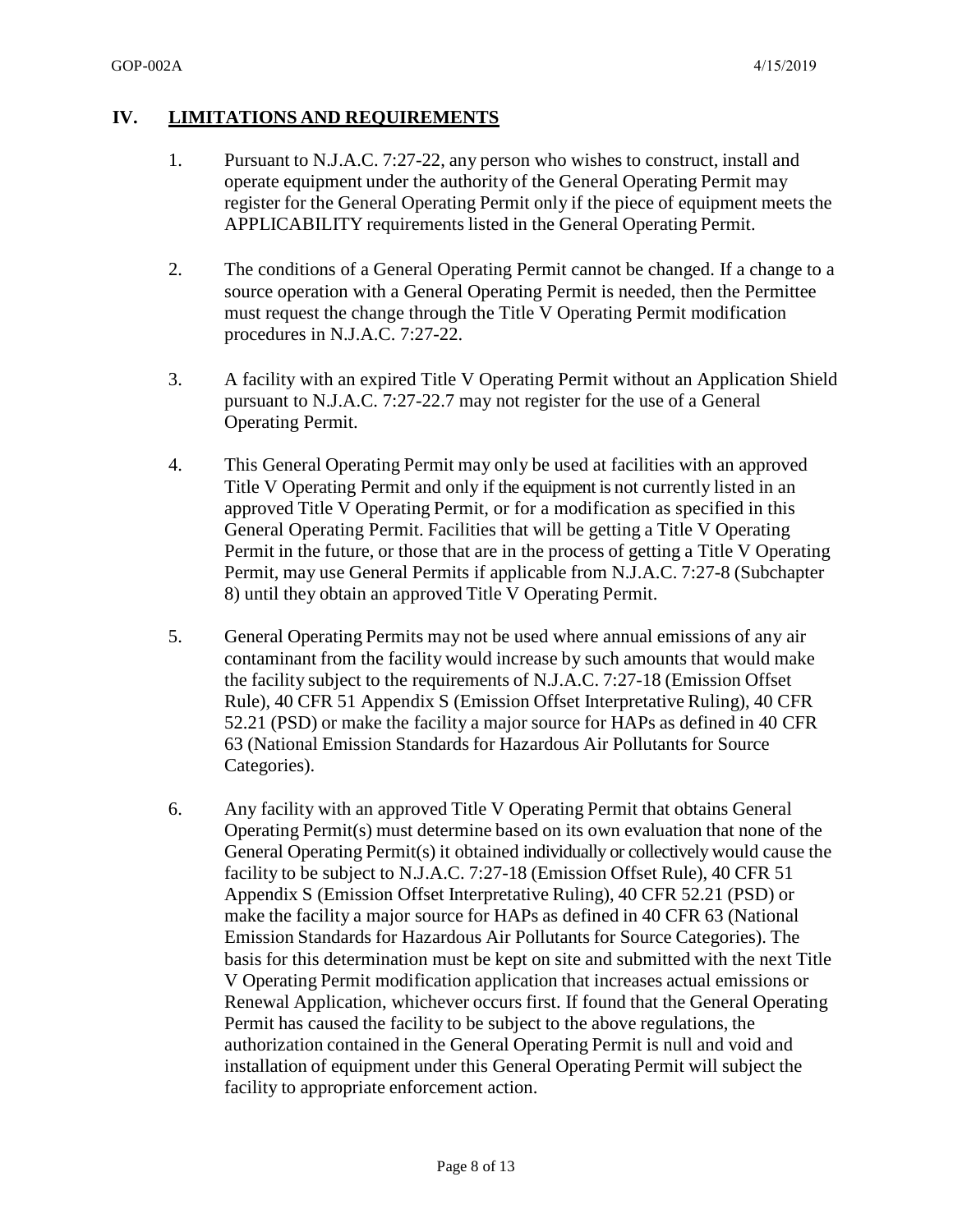## IV. LIMITATIONS AND REQUIREMENTS

1. Pursuant to N.J.A.C. 7:27-22, any person who wishes to construct, install and operate equipment under the authority of the General Operating Permit may register for the General Operating Permit only if the piece of equipment meets the APPLICABILITY requirements listed in the General Operating Permit.

2. The conditions of a General Operating Permit cannot be changed. If a change to a source operation with a General Operating Permit is needed, then the Permittee must request the change through the Title V Operating Permit modification procedures in N.J.A.C. 7:27-22.

3. A facility with an expired Title V Operating Permit without an Application Shield pursuant to N.J.A.C. 7:27-22.7 may not register for the use of a General Operating Permit.

4. This General Operating Permit may only be used at facilities with an approved Title V Operating Permit and only if the equipment is not currently listed in an approved Title V Operating Permit, or for a modification as specified in this General Operating Permit. Facilities that will be getting a Title V Operating Permit in the future, or those that are in the process of getting a Title V Operating Permit, may use General Permits if applicable from N.J.A.C. 7:27-8 (Subchapter 8) until they obtain an approved Title V Operating Permit.

5. General Operating Permits may not be used where annual emissions of any air contaminant from the facility would increase by such amounts that would make the facility subject to the requirements of N.J.A.C. 7:27-18 (Emission Offset Rule), 40 CFR 51 Appendix S (Emission Offset Interpretative Ruling), 40 CFR 52.21 (PSD) or make the facility a major source for HAPs as defined in 40 CFR 63 (National Emission Standards for Hazardous Air Pollutants for Source Categories).

6. Any facility with an approved Title V Operating Permit that obtains General Operating Permit(s) must determine based on its own evaluation that none of the General Operating Permit(s) it obtained individually or collectively would cause the facility to be subject to N.J.A.C. 7:27-18 (Emission Offset Rule), 40 CFR 51 Appendix S (Emission Offset Interpretative Ruling), 40 CFR 52.21 (PSD) or make the facility a major source for HAPs as defined in 40 CFR 63 (National Emission Standards for Hazardous Air Pollutants for Source Categories). The basis for this determination must be kept on site and submitted with the next Title V Operating Permit modification application that increases actual emissions or Renewal Application, whichever occurs first. If found that the General Operating Permit has caused the facility to be subject to the above regulations, the authorization contained in the General Operating Permit is null and void and installation of equipment under this General Operating Permit will subject the facility to appropriate enforcement action.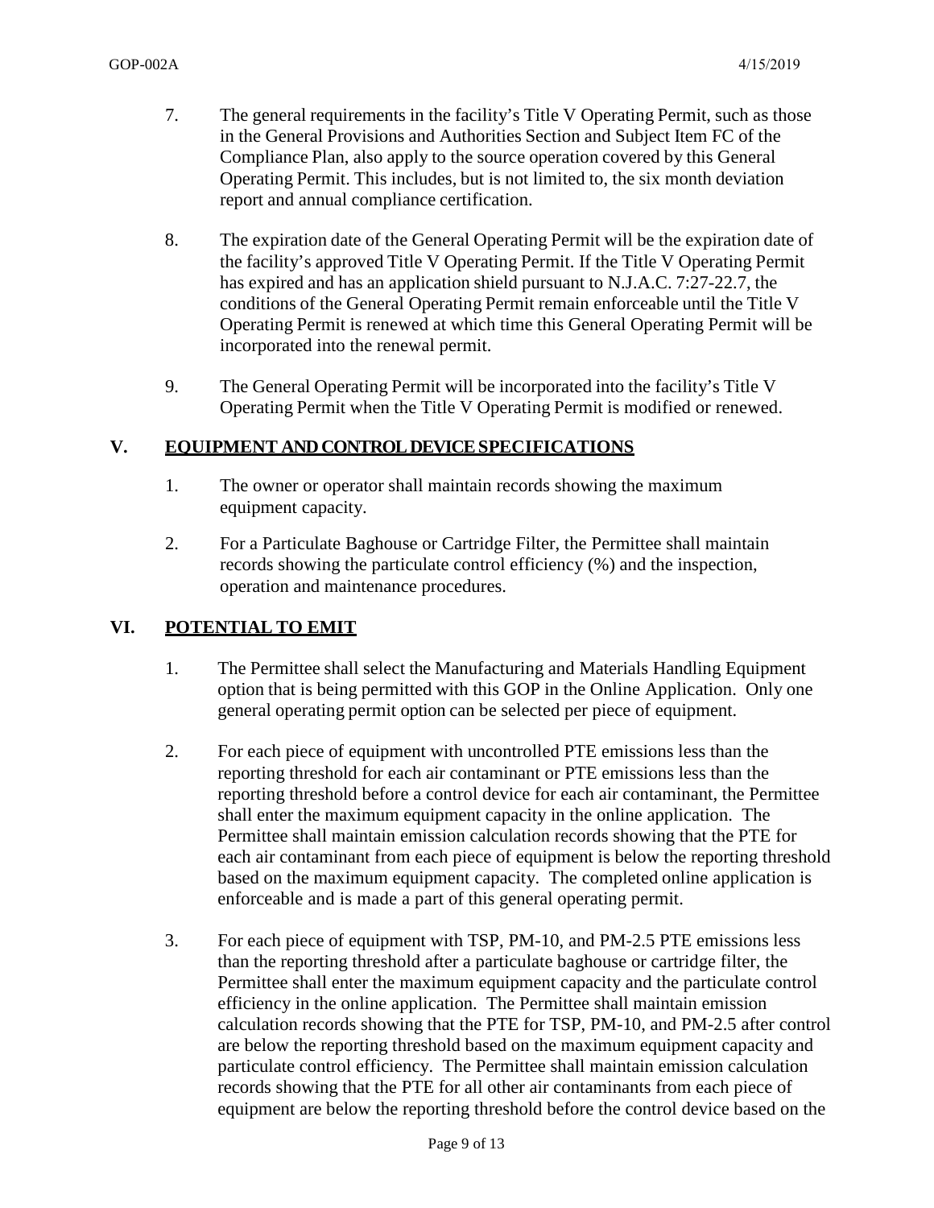7. The general requirements in the facility's Title V Operating Permit, such as those in the General Provisions and Authorities Section and Subject Item FC of the Compliance Plan, also apply to the source operation covered by this General Operating Permit. This includes, but is not limited to, the six month deviation report and annual compliance certification.

8. The expiration date of the General Operating Permit will be the expiration date of the facility's approved Title V Operating Permit. If the Title V Operating Permit has expired and has an application shield pursuant to N.J.A.C. 7:27-22.7, the conditions of the General Operating Permit remain enforceable until the Title V Operating Permit is renewed at which time this General Operating Permit will be incorporated into the renewal permit.

9. The General Operating Permit will be incorporated into the facility's Title V Operating Permit when the Title V Operating Permit is modified or renewed.

## V. EQUIPMENT AND CONTROL DEVICE SPECIFICATIONS

1. The owner or operator shall maintain records showing the maximum equipment capacity.

2. For a Particulate Baghouse or Cartridge Filter, the Permittee shall maintain records showing the particulate control efficiency (%) and the inspection, operation and maintenance procedures.

## VI. POTENTIAL TO EMIT

1. The Permittee shall select the Manufacturing and Materials Handling Equipment option that is being permitted with this GOP in the Online Application. Only one general operating permit option can be selected per piece of equipment.

2. For each piece of equipment with uncontrolled PTE emissions less than the reporting threshold for each air contaminant or PTE emissions less than the reporting threshold before a control device for each air contaminant, the Permittee shall enter the maximum equipment capacity in the online application. The Permittee shall maintain emission calculation records showing that the PTE for each air contaminant from each piece of equipment is below the reporting threshold based on the maximum equipment capacity. The completed online application is enforceable and is made a part of this general operating permit.

3. For each piece of equipment with TSP, PM-10, and PM-2.5 PTE emissions less than the reporting threshold after a particulate baghouse or cartridge filter, the Permittee shall enter the maximum equipment capacity and the particulate control efficiency in the online application. The Permittee shall maintain emission calculation records showing that the PTE for TSP, PM-10, and PM-2.5 after control are below the reporting threshold based on the maximum equipment capacity and particulate control efficiency. The Permittee shall maintain emission calculation records showing that the PTE for all other air contaminants from each piece of equipment are below the reporting threshold before the control device based on the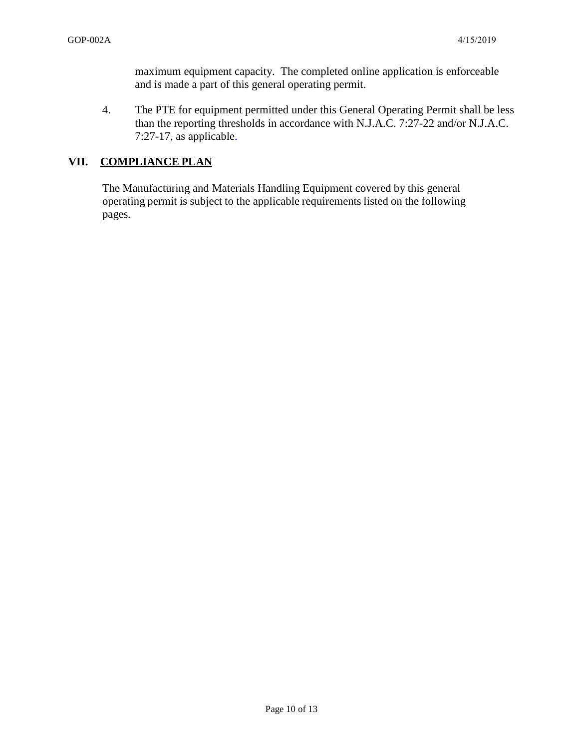maximum equipment capacity. The completed online application is enforceable and is made a part of this general operating permit.

4. The PTE for equipment permitted under this General Operating Permit shall be less than the reporting thresholds in accordance with N.J.A.C. 7:27-22 and/or N.J.A.C. 7:27-17, as applicable.

## VII. COMPLIANCE PLAN

The Manufacturing and Materials Handling Equipment covered by this general operating permit is subject to the applicable requirements listed on the following pages.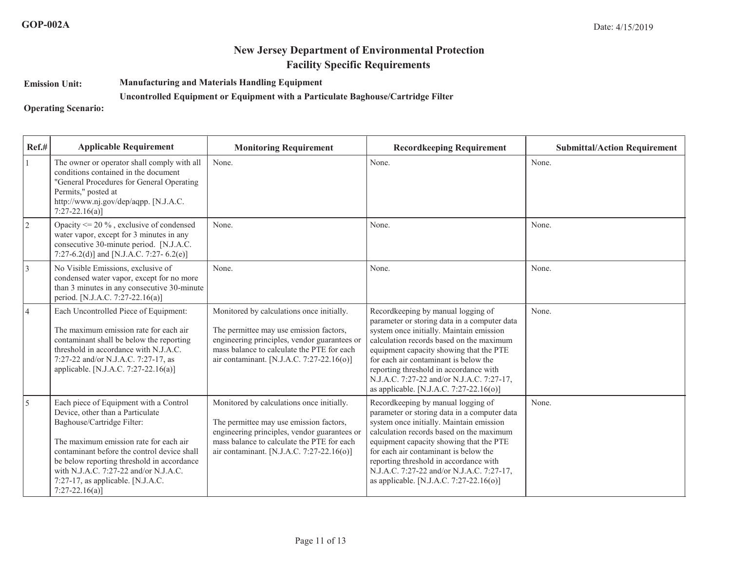**GOP-002A**

Date: 4/15/2019

# New Jersey Department of Environmental Protection
## Facility Specific Requirements

**Emission Unit:** **Manufacturing and Materials Handling Equipment**
**Uncontrolled Equipment or Equipment with a Particulate Baghouse/Cartridge Filter**

**Operating Scenario:**

| Ref.# | Applicable Requirement | Monitoring Requirement | Recordkeeping Requirement | Submittal/Action Requirement |
|---|---|---|---|---|
| 1 | The owner or operator shall comply with all conditions contained in the document "General Procedures for General Operating Permits," posted at http://www.nj.gov/dep/aqpp. [N.J.A.C. 7:27-22.16(a)] | None. | None. | None. |
| 2 | Opacity <= 20 % , exclusive of condensed water vapor, except for 3 minutes in any consecutive 30-minute period. [N.J.A.C. 7:27-6.2(d)] and [N.J.A.C. 7:27- 6.2(e)] | None. | None. | None. |
| 3 | No Visible Emissions, exclusive of condensed water vapor, except for no more than 3 minutes in any consecutive 30-minute period. [N.J.A.C. 7:27-22.16(a)] | None. | None. | None. |
| 4 | Each Uncontrolled Piece of Equipment:<br><br>The maximum emission rate for each air contaminant shall be below the reporting threshold in accordance with N.J.A.C. 7:27-22 and/or N.J.A.C. 7:27-17, as applicable. [N.J.A.C. 7:27-22.16(a)] | Monitored by calculations once initially.<br><br>The permittee may use emission factors, engineering principles, vendor guarantees or mass balance to calculate the PTE for each air contaminant. [N.J.A.C. 7:27-22.16(o)] | Recordkeeping by manual logging of parameter or storing data in a computer data system once initially. Maintain emission calculation records based on the maximum equipment capacity showing that the PTE for each air contaminant is below the reporting threshold in accordance with N.J.A.C. 7:27-22 and/or N.J.A.C. 7:27-17, as applicable. [N.J.A.C. 7:27-22.16(o)] | None. |
| 5 | Each piece of Equipment with a Control Device, other than a Particulate Baghouse/Cartridge Filter:<br><br>The maximum emission rate for each air contaminant before the control device shall be below reporting threshold in accordance with N.J.A.C. 7:27-22 and/or N.J.A.C. 7:27-17, as applicable. [N.J.A.C. 7:27-22.16(a)] | Monitored by calculations once initially.<br><br>The permittee may use emission factors, engineering principles, vendor guarantees or mass balance to calculate the PTE for each air contaminant. [N.J.A.C. 7:27-22.16(o)] | Recordkeeping by manual logging of parameter or storing data in a computer data system once initially. Maintain emission calculation records based on the maximum equipment capacity showing that the PTE for each air contaminant is below the reporting threshold in accordance with N.J.A.C. 7:27-22 and/or N.J.A.C. 7:27-17, as applicable. [N.J.A.C. 7:27-22.16(o)] | None. |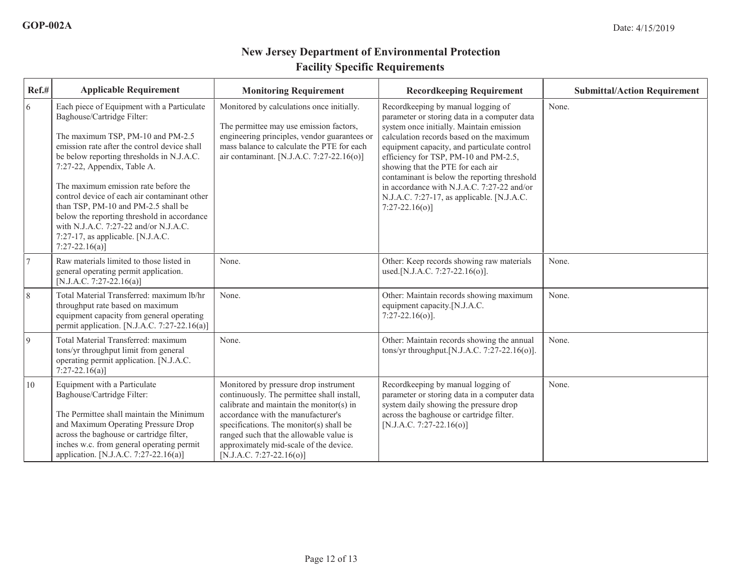GOP-002A

Date: 4/15/2019

## New Jersey Department of Environmental Protection
## Facility Specific Requirements

| Ref.# | Applicable Requirement | Monitoring Requirement | Recordkeeping Requirement | Submittal/Action Requirement |
|---|---|---|---|---|
| 6 | Each piece of Equipment with a Particulate Baghouse/Cartridge Filter:<br><br>The maximum TSP, PM-10 and PM-2.5 emission rate after the control device shall be below reporting thresholds in N.J.A.C. 7:27-22, Appendix, Table A.<br><br>The maximum emission rate before the control device of each air contaminant other than TSP, PM-10 and PM-2.5 shall be below the reporting threshold in accordance with N.J.A.C. 7:27-22 and/or N.J.A.C. 7:27-17, as applicable. [N.J.A.C. 7:27-22.16(a)] | Monitored by calculations once initially.<br><br>The permittee may use emission factors, engineering principles, vendor guarantees or mass balance to calculate the PTE for each air contaminant. [N.J.A.C. 7:27-22.16(o)] | Recordkeeping by manual logging of parameter or storing data in a computer data system once initially. Maintain emission calculation records based on the maximum equipment capacity, and particulate control efficiency for TSP, PM-10 and PM-2.5, showing that the PTE for each air contaminant is below the reporting threshold in accordance with N.J.A.C. 7:27-22 and/or N.J.A.C. 7:27-17, as applicable. [N.J.A.C. 7:27-22.16(o)] | None. |
| 7 | Raw materials limited to those listed in general operating permit application. [N.J.A.C. 7:27-22.16(a)] | None. | Other: Keep records showing raw materials used.[N.J.A.C. 7:27-22.16(o)]. | None. |
| 8 | Total Material Transferred: maximum lb/hr throughput rate based on maximum equipment capacity from general operating permit application. [N.J.A.C. 7:27-22.16(a)] | None. | Other: Maintain records showing maximum equipment capacity.[N.J.A.C. 7:27-22.16(o)]. | None. |
| 9 | Total Material Transferred: maximum tons/yr throughput limit from general operating permit application. [N.J.A.C. 7:27-22.16(a)] | None. | Other: Maintain records showing the annual tons/yr throughput.[N.J.A.C. 7:27-22.16(o)]. | None. |
| 10 | Equipment with a Particulate Baghouse/Cartridge Filter:<br><br>The Permittee shall maintain the Minimum and Maximum Operating Pressure Drop across the baghouse or cartridge filter, inches w.c. from general operating permit application. [N.J.A.C. 7:27-22.16(a)] | Monitored by pressure drop instrument continuously. The permittee shall install, calibrate and maintain the monitor(s) in accordance with the manufacturer's specifications. The monitor(s) shall be ranged such that the allowable value is approximately mid-scale of the device. [N.J.A.C. 7:27-22.16(o)] | Recordkeeping by manual logging of parameter or storing data in a computer data system daily showing the pressure drop across the baghouse or cartridge filter. [N.J.A.C. 7:27-22.16(o)] | None. |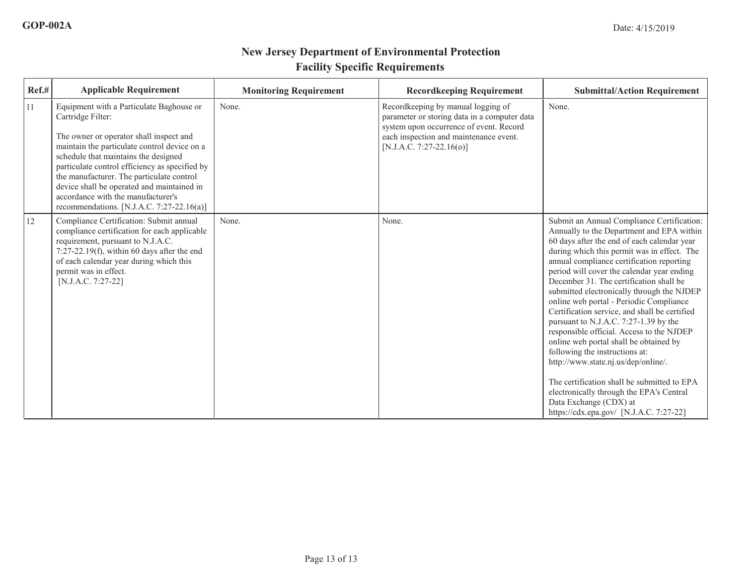GOP-002A

Date: 4/15/2019

## New Jersey Department of Environmental Protection
## Facility Specific Requirements

| Ref.# | Applicable Requirement | Monitoring Requirement | Recordkeeping Requirement | Submittal/Action Requirement |
|---|---|---|---|---|
| 11 | Equipment with a Particulate Baghouse or Cartridge Filter:<br><br>The owner or operator shall inspect and maintain the particulate control device on a schedule that maintains the designed particulate control efficiency as specified by the manufacturer. The particulate control device shall be operated and maintained in accordance with the manufacturer's recommendations. [N.J.A.C. 7:27-22.16(a)] | None. | Recordkeeping by manual logging of parameter or storing data in a computer data system upon occurrence of event. Record each inspection and maintenance event. [N.J.A.C. 7:27-22.16(o)] | None. |
| 12 | Compliance Certification: Submit annual compliance certification for each applicable requirement, pursuant to N.J.A.C. 7:27-22.19(f), within 60 days after the end of each calendar year during which this permit was in effect. [N.J.A.C. 7:27-22] | None. | None. | Submit an Annual Compliance Certification: Annually to the Department and EPA within 60 days after the end of each calendar year during which this permit was in effect. The annual compliance certification reporting period will cover the calendar year ending December 31. The certification shall be submitted electronically through the NJDEP online web portal - Periodic Compliance Certification service, and shall be certified pursuant to N.J.A.C. 7:27-1.39 by the responsible official. Access to the NJDEP online web portal shall be obtained by following the instructions at: http://www.state.nj.us/dep/online/.<br><br>The certification shall be submitted to EPA electronically through the EPA's Central Data Exchange (CDX) at https://cdx.epa.gov/ [N.J.A.C. 7:27-22] |